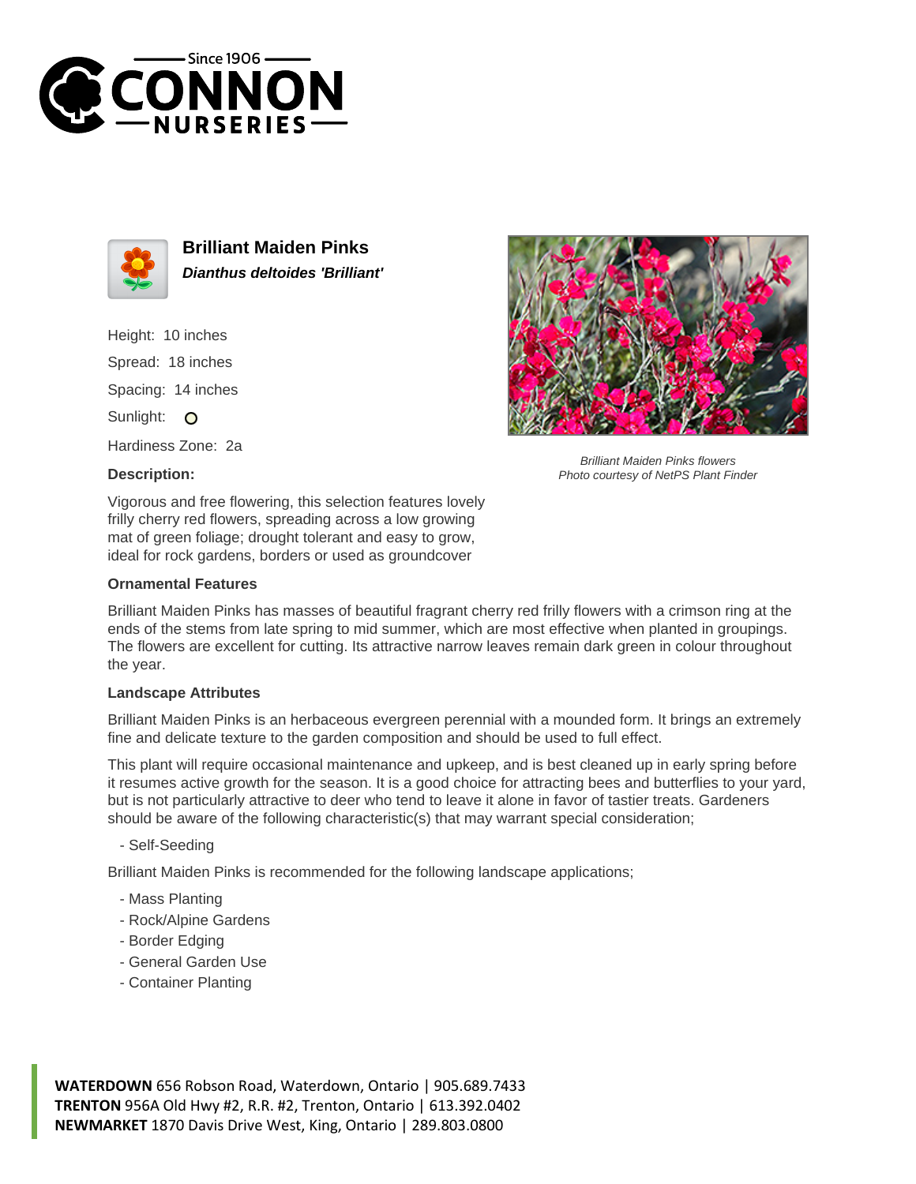Since 1906

# CONNON NURSERIES

## Brilliant Maiden Pinks

***Dianthus deltoides 'Brilliant'***

Height: 10 inches

Spread: 18 inches

Spacing: 14 inches

Sunlight: O

Hardiness Zone: 2a

*Brilliant Maiden Pinks flowers*
*Photo courtesy of NetPS Plant Finder*

### Description:

Vigorous and free flowering, this selection features lovely frilly cherry red flowers, spreading across a low growing mat of green foliage; drought tolerant and easy to grow, ideal for rock gardens, borders or used as groundcover

### Ornamental Features

Brilliant Maiden Pinks has masses of beautiful fragrant cherry red frilly flowers with a crimson ring at the ends of the stems from late spring to mid summer, which are most effective when planted in groupings. The flowers are excellent for cutting. Its attractive narrow leaves remain dark green in colour throughout the year.

### Landscape Attributes

Brilliant Maiden Pinks is an herbaceous evergreen perennial with a mounded form. It brings an extremely fine and delicate texture to the garden composition and should be used to full effect.

This plant will require occasional maintenance and upkeep, and is best cleaned up in early spring before it resumes active growth for the season. It is a good choice for attracting bees and butterflies to your yard, but is not particularly attractive to deer who tend to leave it alone in favor of tastier treats. Gardeners should be aware of the following characteristic(s) that may warrant special consideration;

- Self-Seeding

Brilliant Maiden Pinks is recommended for the following landscape applications;

- Mass Planting
- Rock/Alpine Gardens
- Border Edging
- General Garden Use
- Container Planting

**WATERDOWN** 656 Robson Road, Waterdown, Ontario | 905.689.7433
**TRENTON** 956A Old Hwy #2, R.R. #2, Trenton, Ontario | 613.392.0402
**NEWMARKET** 1870 Davis Drive West, King, Ontario | 289.803.0800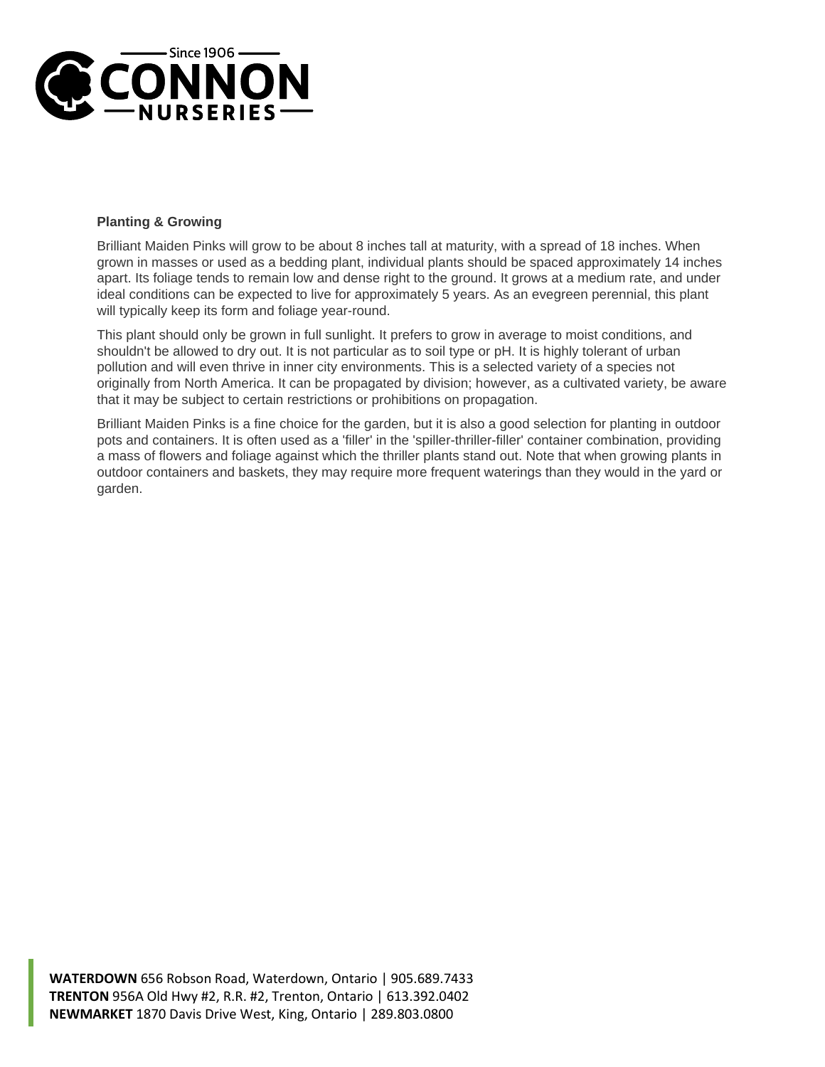### Planting & Growing

Brilliant Maiden Pinks will grow to be about 8 inches tall at maturity, with a spread of 18 inches. When grown in masses or used as a bedding plant, individual plants should be spaced approximately 14 inches apart. Its foliage tends to remain low and dense right to the ground. It grows at a medium rate, and under ideal conditions can be expected to live for approximately 5 years. As an evegreen perennial, this plant will typically keep its form and foliage year-round.

This plant should only be grown in full sunlight. It prefers to grow in average to moist conditions, and shouldn't be allowed to dry out. It is not particular as to soil type or pH. It is highly tolerant of urban pollution and will even thrive in inner city environments. This is a selected variety of a species not originally from North America. It can be propagated by division; however, as a cultivated variety, be aware that it may be subject to certain restrictions or prohibitions on propagation.

Brilliant Maiden Pinks is a fine choice for the garden, but it is also a good selection for planting in outdoor pots and containers. It is often used as a 'filler' in the 'spiller-thriller-filler' container combination, providing a mass of flowers and foliage against which the thriller plants stand out. Note that when growing plants in outdoor containers and baskets, they may require more frequent waterings than they would in the yard or garden.